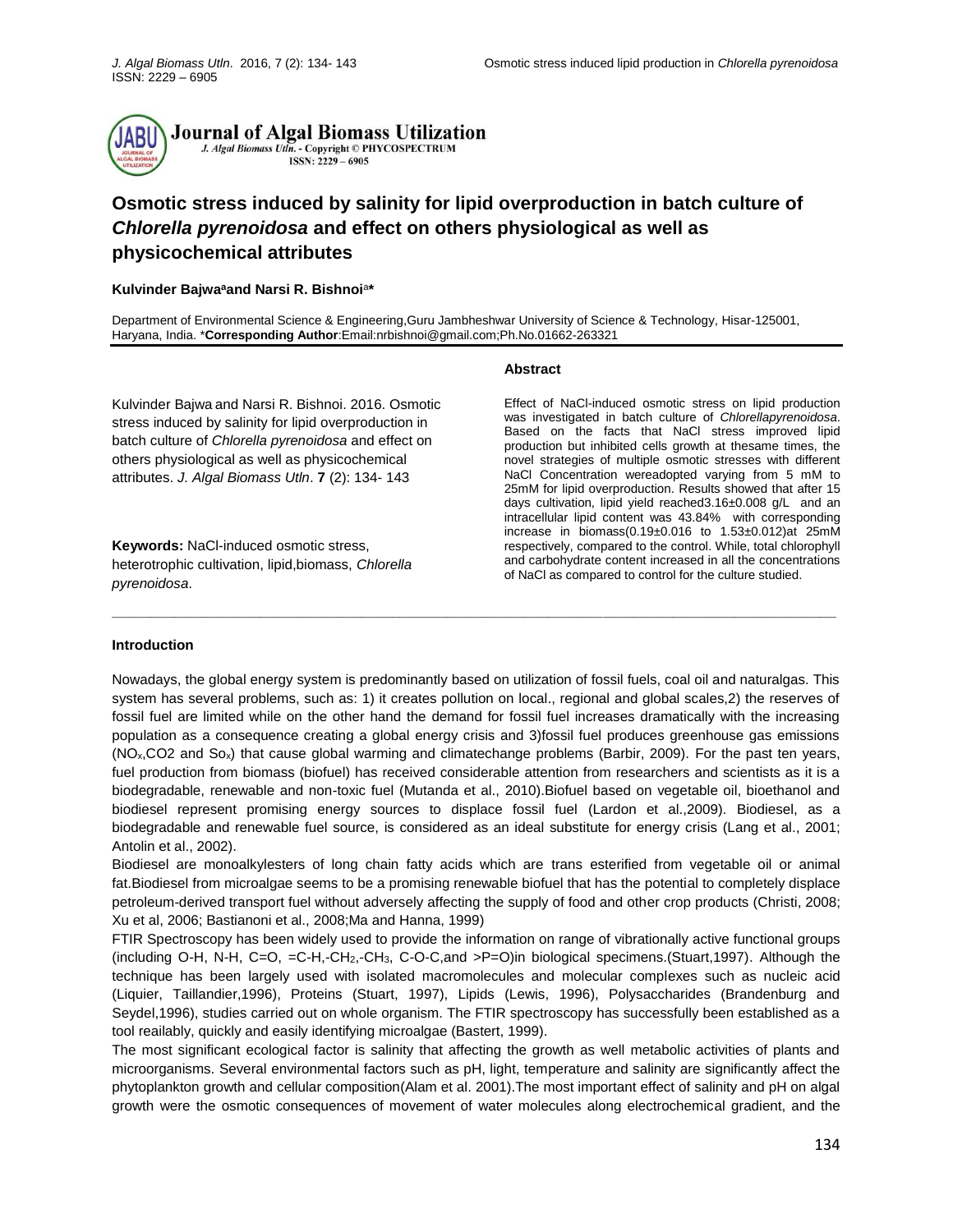Journal of Algal Biomass Utilization
J. Algal Biomass Utln. - Copyright © PHYCOSPECTRUM
ISSN: 2229 – 6905

# Osmotic stress induced by salinity for lipid overproduction in batch culture of *Chlorella pyrenoidosa* and effect on others physiological as well as physicochemical attributes

**Kulvinder Bajwa[a] and Narsi R. Bishnoi[a]***

Department of Environmental Science & Engineering,Guru Jambheshwar University of Science & Technology, Hisar-125001, Haryana, India. ***Corresponding Author**:Email:nrbishnoi@gmail.com;Ph.No.01662-263321

Kulvinder Bajwa and Narsi R. Bishnoi. 2016. Osmotic stress induced by salinity for lipid overproduction in batch culture of *Chlorella pyrenoidosa* and effect on others physiological as well as physicochemical attributes. *J. Algal Biomass Utln*. **7** (2): 134- 143

**Keywords:** NaCl-induced osmotic stress, heterotrophic cultivation, lipid,biomass, *Chlorella pyrenoidosa*.

## Abstract

Effect of NaCl-induced osmotic stress on lipid production was investigated in batch culture of *Chlorellapyrenoidosa*. Based on the facts that NaCl stress improved lipid production but inhibited cells growth at thesame times, the novel strategies of multiple osmotic stresses with different NaCl Concentration wereadopted varying from 5 mM to 25mM for lipid overproduction. Results showed that after 15 days cultivation, lipid yield reached3.16±0.008 g/L and an intracellular lipid content was 43.84% with corresponding increase in biomass(0.19±0.016 to 1.53±0.012)at 25mM respectively, compared to the control. While, total chlorophyll and carbohydrate content increased in all the concentrations of NaCl as compared to control for the culture studied.

## Introduction

Nowadays, the global energy system is predominantly based on utilization of fossil fuels, coal oil and naturalgas. This system has several problems, such as: 1) it creates pollution on local., regional and global scales,2) the reserves of fossil fuel are limited while on the other hand the demand for fossil fuel increases dramatically with the increasing population as a consequence creating a global energy crisis and 3)fossil fuel produces greenhouse gas emissions ($NO_x$,CO2 and $So_x$) that cause global warming and climatechange problems (Barbir, 2009). For the past ten years, fuel production from biomass (biofuel) has received considerable attention from researchers and scientists as it is a biodegradable, renewable and non-toxic fuel (Mutanda et al., 2010).Biofuel based on vegetable oil, bioethanol and biodiesel represent promising energy sources to displace fossil fuel (Lardon et al.,2009). Biodiesel, as a biodegradable and renewable fuel source, is considered as an ideal substitute for energy crisis (Lang et al., 2001; Antolin et al., 2002).

Biodiesel are monoalkylesters of long chain fatty acids which are trans esterified from vegetable oil or animal fat.Biodiesel from microalgae seems to be a promising renewable biofuel that has the potential to completely displace petroleum-derived transport fuel without adversely affecting the supply of food and other crop products (Christi, 2008; Xu et al, 2006; Bastianoni et al., 2008;Ma and Hanna, 1999)

FTIR Spectroscopy has been widely used to provide the information on range of vibrationally active functional groups (including O-H, N-H, C=O, =C-H,-$CH_2$,-$CH_3$, C-O-C,and >P=O)in biological specimens.(Stuart,1997). Although the technique has been largely used with isolated macromolecules and molecular complexes such as nucleic acid (Liquier, Taillandier,1996), Proteins (Stuart, 1997), Lipids (Lewis, 1996), Polysaccharides (Brandenburg and Seydel,1996), studies carried out on whole organism. The FTIR spectroscopy has successfully been established as a tool reailably, quickly and easily identifying microalgae (Bastert, 1999).

The most significant ecological factor is salinity that affecting the growth as well metabolic activities of plants and microorganisms. Several environmental factors such as pH, light, temperature and salinity are significantly affect the phytoplankton growth and cellular composition(Alam et al. 2001).The most important effect of salinity and pH on algal growth were the osmotic consequences of movement of water molecules along electrochemical gradient, and the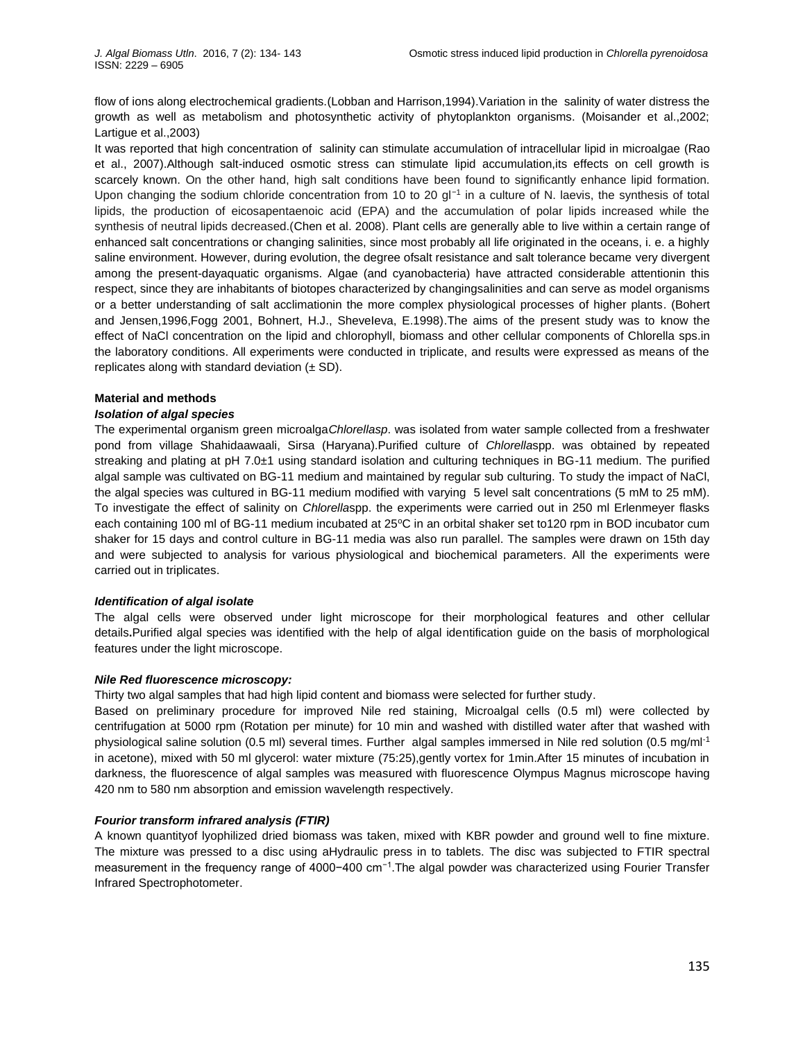flow of ions along electrochemical gradients.(Lobban and Harrison,1994).Variation in the salinity of water distress the growth as well as metabolism and photosynthetic activity of phytoplankton organisms. (Moisander et al.,2002; Lartigue et al.,2003)

It was reported that high concentration of salinity can stimulate accumulation of intracellular lipid in microalgae (Rao et al., 2007).Although salt-induced osmotic stress can stimulate lipid accumulation,its effects on cell growth is scarcely known. On the other hand, high salt conditions have been found to significantly enhance lipid formation. Upon changing the sodium chloride concentration from 10 to 20 $gl^{-1}$ in a culture of N. laevis, the synthesis of total lipids, the production of eicosapentaenoic acid (EPA) and the accumulation of polar lipids increased while the synthesis of neutral lipids decreased.(Chen et al. 2008). Plant cells are generally able to live within a certain range of enhanced salt concentrations or changing salinities, since most probably all life originated in the oceans, i. e. a highly saline environment. However, during evolution, the degree ofsalt resistance and salt tolerance became very divergent among the present-dayaquatic organisms. Algae (and cyanobacteria) have attracted considerable attentionin this respect, since they are inhabitants of biotopes characterized by changingsalinities and can serve as model organisms or a better understanding of salt acclimationin the more complex physiological processes of higher plants. (Bohert and Jensen,1996,Fogg 2001, Bohnert, H.J., Sheveleva, E.1998).The aims of the present study was to know the effect of NaCl concentration on the lipid and chlorophyll, biomass and other cellular components of Chlorella sps.in the laboratory conditions. All experiments were conducted in triplicate, and results were expressed as means of the replicates along with standard deviation (± SD).

## Material and methods

### *Isolation of algal species*

The experimental organism green microalga*Chlorellasp*. was isolated from water sample collected from a freshwater pond from village Shahidaawaali, Sirsa (Haryana).Purified culture of *Chlorella*spp. was obtained by repeated streaking and plating at pH 7.0±1 using standard isolation and culturing techniques in BG-11 medium. The purified algal sample was cultivated on BG-11 medium and maintained by regular sub culturing. To study the impact of NaCl, the algal species was cultured in BG-11 medium modified with varying 5 level salt concentrations (5 mM to 25 mM). To investigate the effect of salinity on *Chlorella*spp. the experiments were carried out in 250 ml Erlenmeyer flasks each containing 100 ml of BG-11 medium incubated at 25ºC in an orbital shaker set to120 rpm in BOD incubator cum shaker for 15 days and control culture in BG-11 media was also run parallel. The samples were drawn on 15th day and were subjected to analysis for various physiological and biochemical parameters. All the experiments were carried out in triplicates.

### *Identification of algal isolate*

The algal cells were observed under light microscope for their morphological features and other cellular details**.**Purified algal species was identified with the help of algal identification guide on the basis of morphological features under the light microscope.

### *Nile Red fluorescence microscopy:*

Thirty two algal samples that had high lipid content and biomass were selected for further study.

Based on preliminary procedure for improved Nile red staining, Microalgal cells (0.5 ml) were collected by centrifugation at 5000 rpm (Rotation per minute) for 10 min and washed with distilled water after that washed with physiological saline solution (0.5 ml) several times. Further algal samples immersed in Nile red solution (0.5 $mg/ml^{-1}$ in acetone), mixed with 50 ml glycerol: water mixture (75:25),gently vortex for 1min.After 15 minutes of incubation in darkness, the fluorescence of algal samples was measured with fluorescence Olympus Magnus microscope having 420 nm to 580 nm absorption and emission wavelength respectively.

### *Fourier transform infrared analysis (FTIR)*

A known quantityof lyophilized dried biomass was taken, mixed with KBR powder and ground well to fine mixture. The mixture was pressed to a disc using aHydraulic press in to tablets. The disc was subjected to FTIR spectral measurement in the frequency range of 4000−400 $cm^{-1}$.The algal powder was characterized using Fourier Transfer Infrared Spectrophotometer.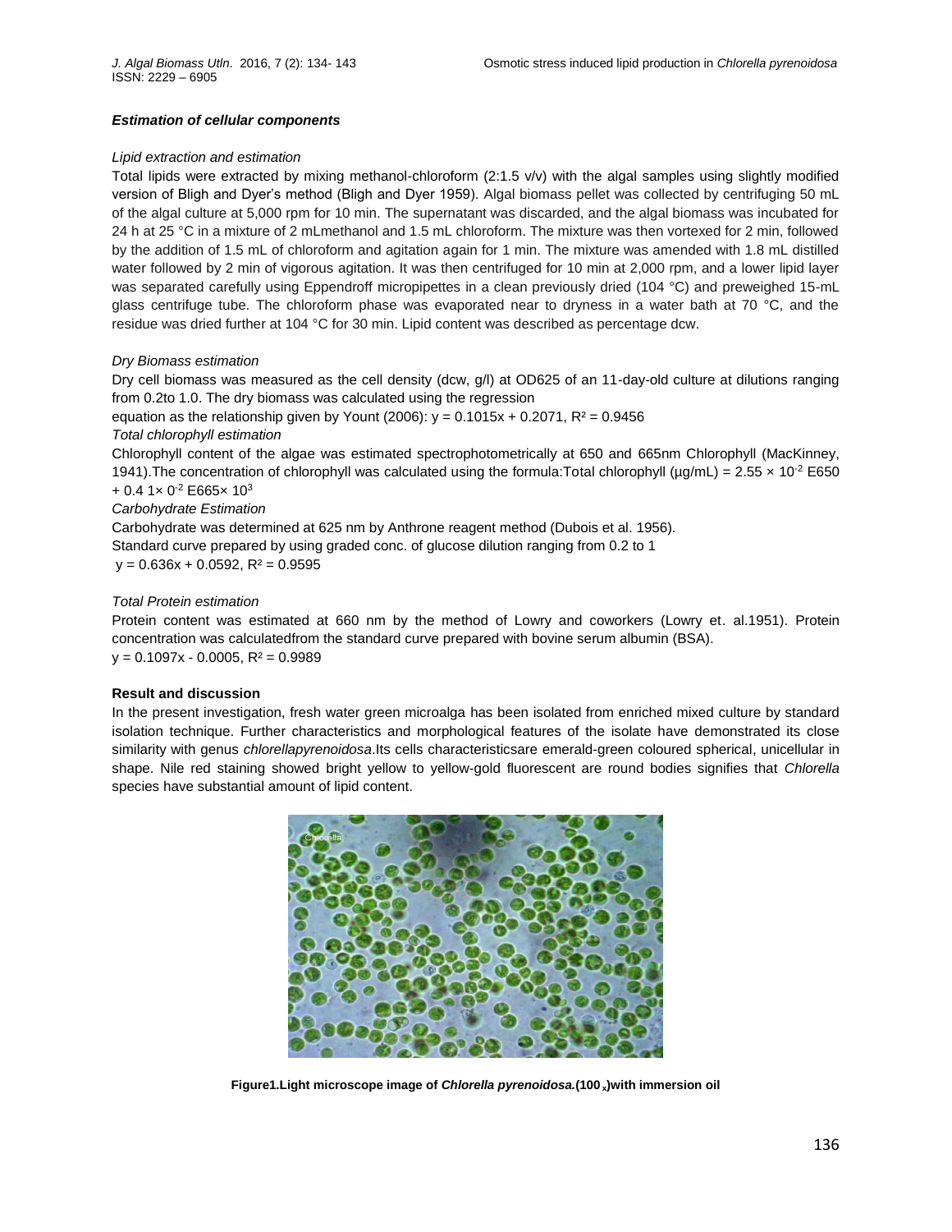### *Estimation of cellular components*

*Lipid extraction and estimation*

Total lipids were extracted by mixing methanol-chloroform (2:1.5 v/v) with the algal samples using slightly modified version of Bligh and Dyer's method (Bligh and Dyer 1959). Algal biomass pellet was collected by centrifuging 50 mL of the algal culture at 5,000 rpm for 10 min. The supernatant was discarded, and the algal biomass was incubated for 24 h at 25 °C in a mixture of 2 mLmethanol and 1.5 mL chloroform. The mixture was then vortexed for 2 min, followed by the addition of 1.5 mL of chloroform and agitation again for 1 min. The mixture was amended with 1.8 mL distilled water followed by 2 min of vigorous agitation. It was then centrifuged for 10 min at 2,000 rpm, and a lower lipid layer was separated carefully using Eppendroff micropipettes in a clean previously dried (104 °C) and preweighed 15-mL glass centrifuge tube. The chloroform phase was evaporated near to dryness in a water bath at 70 °C, and the residue was dried further at 104 °C for 30 min. Lipid content was described as percentage dcw.

*Dry Biomass estimation*

Dry cell biomass was measured as the cell density (dcw, g/l) at OD625 of an 11-day-old culture at dilutions ranging from 0.2to 1.0. The dry biomass was calculated using the regression equation as the relationship given by Yount (2006): $y = 0.1015x + 0.2071$, $R^2 = 0.9456$

*Total chlorophyll estimation*

Chlorophyll content of the algae was estimated spectrophotometrically at 650 and 665nm Chlorophyll (MacKinney, 1941).The concentration of chlorophyll was calculated using the formula:Total chlorophyll (µg/mL) = $2.55 \times 10^{-2}$ E650 + 0.4 $1\times 0^{-2}$ E665$\times 10^{3}$

*Carbohydrate Estimation*

Carbohydrate was determined at 625 nm by Anthrone reagent method (Dubois et al. 1956).
Standard curve prepared by using graded conc. of glucose dilution ranging from 0.2 to 1
$y = 0.636x + 0.0592$, $R^2 = 0.9595$

*Total Protein estimation*

Protein content was estimated at 660 nm by the method of Lowry and coworkers (Lowry et. al.1951). Protein concentration was calculatedfrom the standard curve prepared with bovine serum albumin (BSA).
$y = 0.1097x - 0.0005$, $R^2 = 0.9989$

## Result and discussion

In the present investigation, fresh water green microalga has been isolated from enriched mixed culture by standard isolation technique. Further characteristics and morphological features of the isolate have demonstrated its close similarity with genus *chlorellapyrenoidosa*.Its cells characteristicsare emerald-green coloured spherical, unicellular in shape. Nile red staining showed bright yellow to yellow-gold fluorescent are round bodies signifies that *Chlorella* species have substantial amount of lipid content.

**Figure1.Light microscope image of *Chlorella pyrenoidosa.*(100 x)with immersion oil**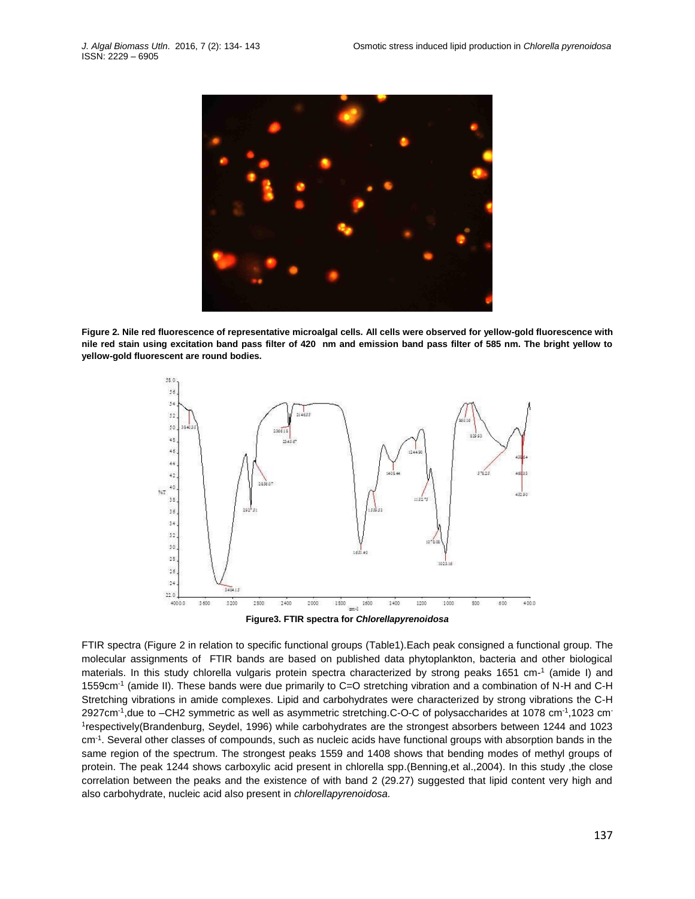**Figure 2. Nile red fluorescence of representative microalgal cells. All cells were observed for yellow-gold fluorescence with nile red stain using excitation band pass filter of 420 nm and emission band pass filter of 585 nm. The bright yellow to yellow-gold fluorescent are round bodies.**

**Figure3. FTIR spectra for *Chlorellapyrenoidosa***

FTIR spectra (Figure 2 in relation to specific functional groups (Table1).Each peak consigned a functional group. The molecular assignments of FTIR bands are based on published data phytoplankton, bacteria and other biological materials. In this study chlorella vulgaris protein spectra characterized by strong peaks 1651 cm-$^{1}$ (amide I) and 1559cm$^{-1}$ (amide II). These bands were due primarily to C=O stretching vibration and a combination of N-H and C-H Stretching vibrations in amide complexes. Lipid and carbohydrates were characterized by strong vibrations the C-H 2927cm$^{-1}$,due to –CH2 symmetric as well as asymmetric stretching.C-O-C of polysaccharides at 1078 cm$^{-1}$,1023 cm$^{-1}$respectively(Brandenburg, Seydel, 1996) while carbohydrates are the strongest absorbers between 1244 and 1023 cm$^{-1}$. Several other classes of compounds, such as nucleic acids have functional groups with absorption bands in the same region of the spectrum. The strongest peaks 1559 and 1408 shows that bending modes of methyl groups of protein. The peak 1244 shows carboxylic acid present in chlorella spp.(Benning,et al.,2004). In this study ,the close correlation between the peaks and the existence of with band 2 (29.27) suggested that lipid content very high and also carbohydrate, nucleic acid also present in *chlorellapyrenoidosa.*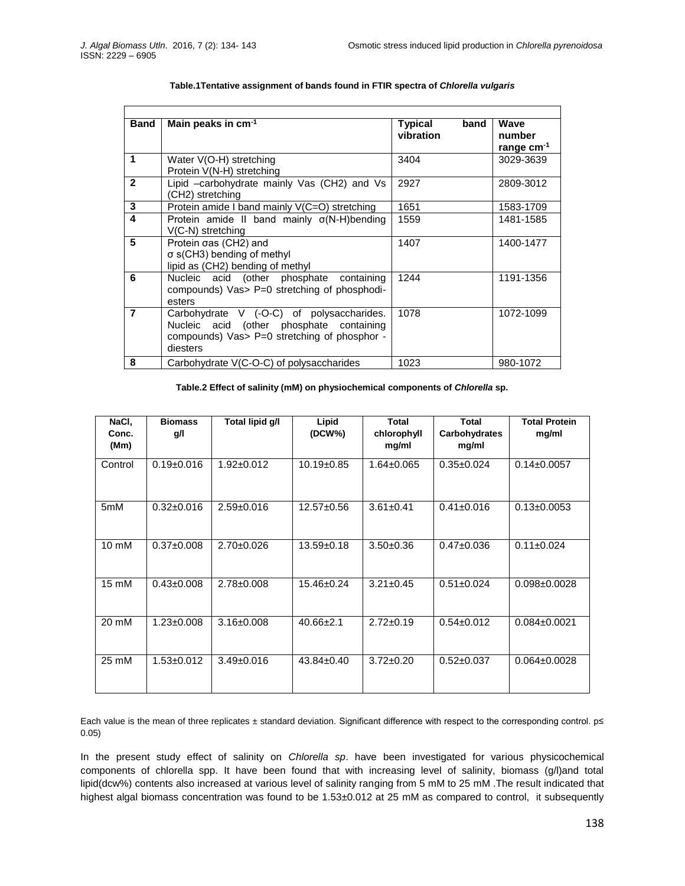**Table.1 Tentative assignment of bands found in FTIR spectra of *Chlorella vulgaris***

| Band | Main peaks in $cm^{-1}$ | Typical band vibration | Wave number range $cm^{-1}$ |
|---|---|---|---|
| 1 | Water V(O-H) stretching Protein V(N-H) stretching | 3404 | 3029-3639 |
| 2 | Lipid –carbohydrate mainly Vas (CH2) and Vs (CH2) stretching | 2927 | 2809-3012 |
| 3 | Protein amide I band mainly V(C=O) stretching | 1651 | 1583-1709 |
| 4 | Protein amide II band mainly σ(N-H)bending V(C-N) stretching | 1559 | 1481-1585 |
| 5 | Protein σas (CH2) and σ s(CH3) bending of methyl lipid as (CH2) bending of methyl | 1407 | 1400-1477 |
| 6 | Nucleic acid (other phosphate containing compounds) Vas> P=0 stretching of phosphodi-esters | 1244 | 1191-1356 |
| 7 | Carbohydrate V (-O-C) of polysaccharides. Nucleic acid (other phosphate containing compounds) Vas> P=0 stretching of phosphor -diesters | 1078 | 1072-1099 |
| 8 | Carbohydrate V(C-O-C) of polysaccharides | 1023 | 980-1072 |

**Table.2 Effect of salinity (mM) on physiochemical components of *Chlorella* sp.**

| NaCl, Conc. (Mm) | Biomass g/l | Total lipid g/l | Lipid (DCW%) | Total chlorophyll mg/ml | Total Carbohydrates mg/ml | Total Protein mg/ml |
|---|---|---|---|---|---|---|
| Control | 0.19±0.016 | 1.92±0.012 | 10.19±0.85 | 1.64±0.065 | 0.35±0.024 | 0.14±0.0057 |
| 5mM | 0.32±0.016 | 2.59±0.016 | 12.57±0.56 | 3.61±0.41 | 0.41±0.016 | 0.13±0.0053 |
| 10 mM | 0.37±0.008 | 2.70±0.026 | 13.59±0.18 | 3.50±0.36 | 0.47±0.036 | 0.11±0.024 |
| 15 mM | 0.43±0.008 | 2.78±0.008 | 15.46±0.24 | 3.21±0.45 | 0.51±0.024 | 0.098±0.0028 |
| 20 mM | 1.23±0.008 | 3.16±0.008 | 40.66±2.1 | 2.72±0.19 | 0.54±0.012 | 0.084±0.0021 |
| 25 mM | 1.53±0.012 | 3.49±0.016 | 43.84±0.40 | 3.72±0.20 | 0.52±0.037 | 0.064±0.0028 |

Each value is the mean of three replicates ± standard deviation. Significant difference with respect to the corresponding control. $p \leq 0.05$)

In the present study effect of salinity on *Chlorella sp*. have been investigated for various physicochemical components of chlorella spp. It have been found that with increasing level of salinity, biomass (g/l)and total lipid(dcw%) contents also increased at various level of salinity ranging from 5 mM to 25 mM .The result indicated that highest algal biomass concentration was found to be 1.53±0.012 at 25 mM as compared to control, it subsequently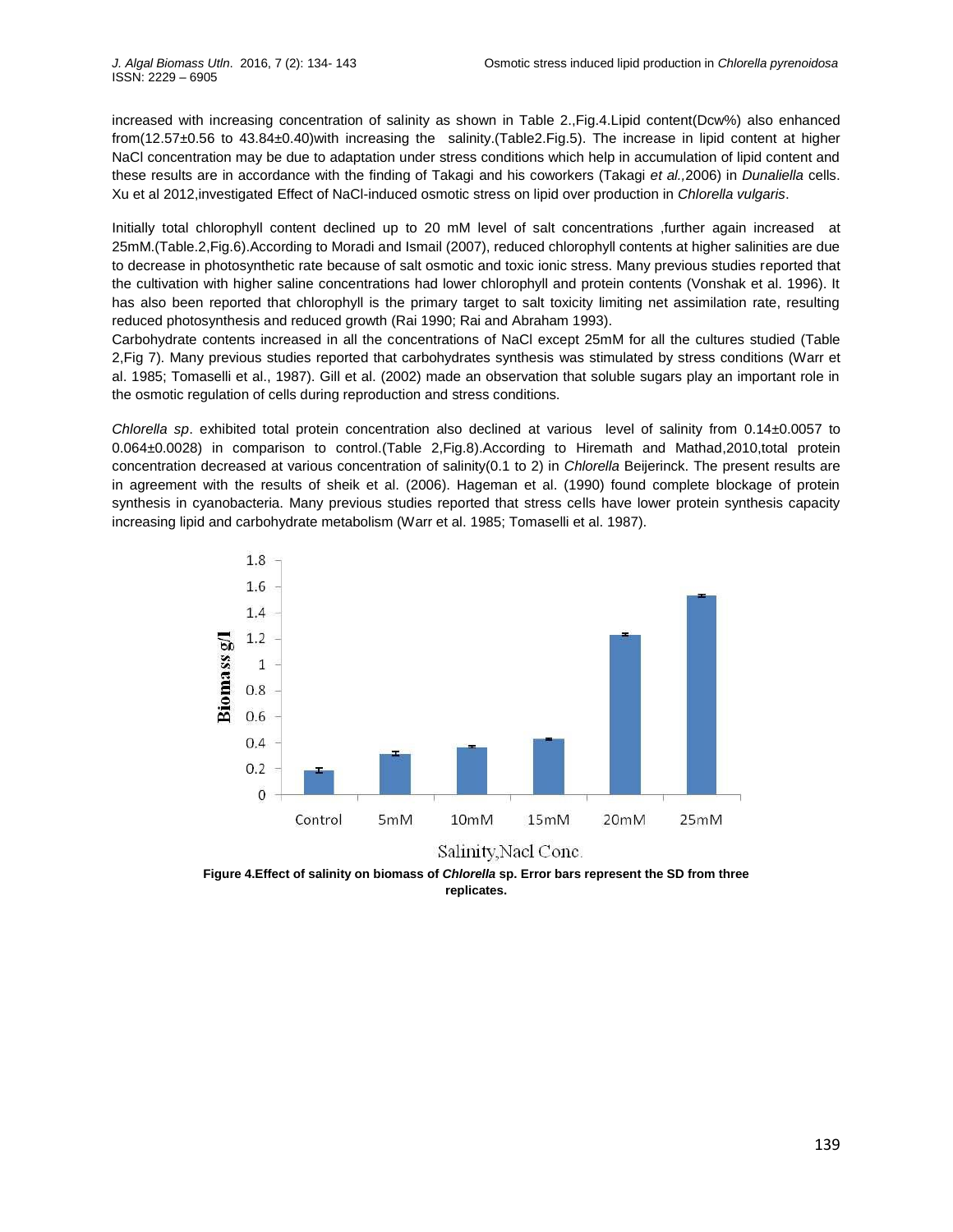increased with increasing concentration of salinity as shown in Table 2.,Fig.4.Lipid content(Dcw%) also enhanced from(12.57±0.56 to 43.84±0.40)with increasing the salinity.(Table2.Fig.5). The increase in lipid content at higher NaCl concentration may be due to adaptation under stress conditions which help in accumulation of lipid content and these results are in accordance with the finding of Takagi and his coworkers (Takagi *et al.,*2006) in *Dunaliella* cells. Xu et al 2012,investigated Effect of NaCl-induced osmotic stress on lipid over production in *Chlorella vulgaris*.

Initially total chlorophyll content declined up to 20 mM level of salt concentrations ,further again increased at 25mM.(Table.2,Fig.6).According to Moradi and Ismail (2007), reduced chlorophyll contents at higher salinities are due to decrease in photosynthetic rate because of salt osmotic and toxic ionic stress. Many previous studies reported that the cultivation with higher saline concentrations had lower chlorophyll and protein contents (Vonshak et al. 1996). It has also been reported that chlorophyll is the primary target to salt toxicity limiting net assimilation rate, resulting reduced photosynthesis and reduced growth (Rai 1990; Rai and Abraham 1993).

Carbohydrate contents increased in all the concentrations of NaCl except 25mM for all the cultures studied (Table 2,Fig 7). Many previous studies reported that carbohydrates synthesis was stimulated by stress conditions (Warr et al. 1985; Tomaselli et al., 1987). Gill et al. (2002) made an observation that soluble sugars play an important role in the osmotic regulation of cells during reproduction and stress conditions.

*Chlorella sp*. exhibited total protein concentration also declined at various level of salinity from 0.14±0.0057 to 0.064±0.0028) in comparison to control.(Table 2,Fig.8).According to Hiremath and Mathad,2010,total protein concentration decreased at various concentration of salinity(0.1 to 2) in *Chlorella* Beijerinck. The present results are in agreement with the results of sheik et al. (2006). Hageman et al. (1990) found complete blockage of protein synthesis in cyanobacteria. Many previous studies reported that stress cells have lower protein synthesis capacity increasing lipid and carbohydrate metabolism (Warr et al. 1985; Tomaselli et al. 1987).

**Figure 4.Effect of salinity on biomass of *Chlorella* sp. Error bars represent the SD from three replicates.**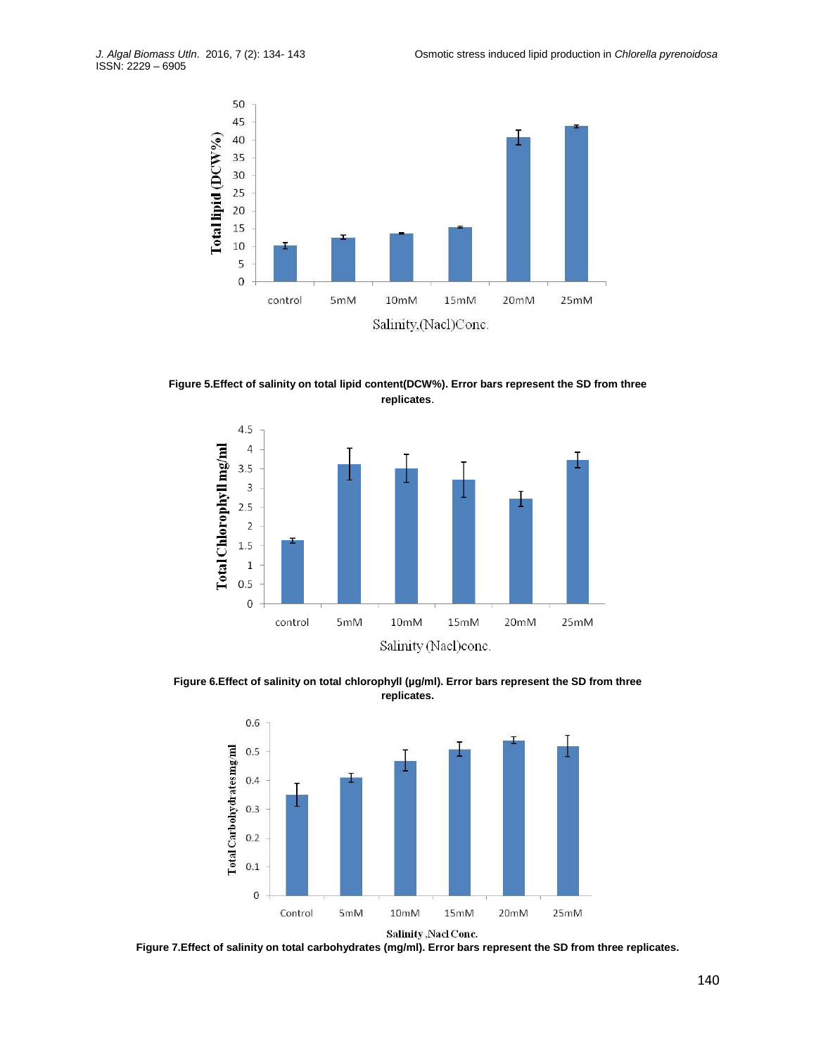**Figure 5.Effect of salinity on total lipid content(DCW%). Error bars represent the SD from three replicates**.

**Figure 6.Effect of salinity on total chlorophyll (µg/ml). Error bars represent the SD from three replicates.**

**Figure 7.Effect of salinity on total carbohydrates (mg/ml). Error bars represent the SD from three replicates.**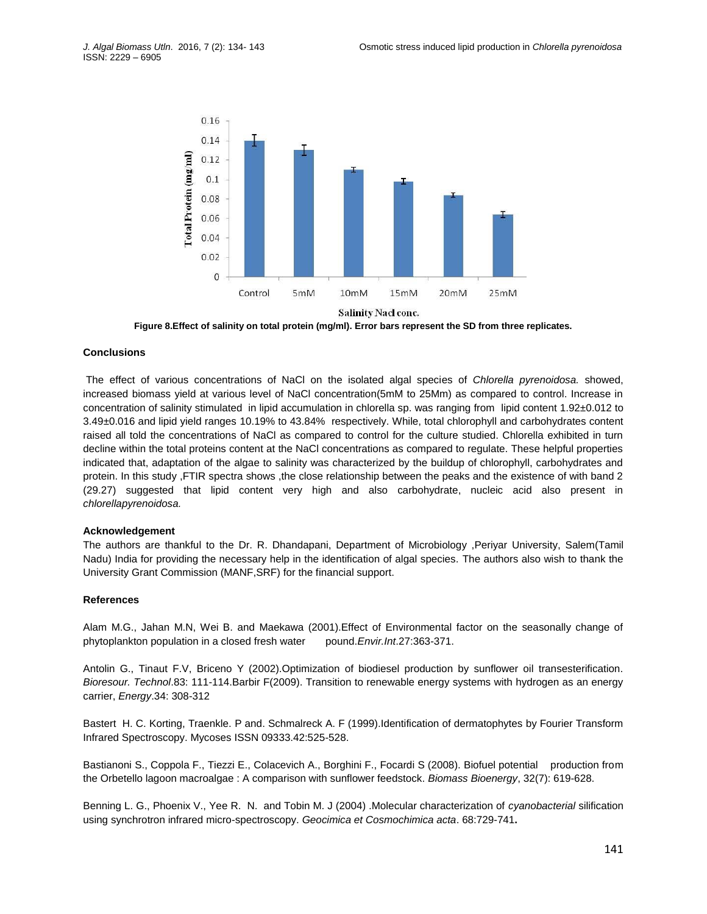Figure 8.Effect of salinity on total protein (mg/ml). Error bars represent the SD from three replicates.

### Conclusions

The effect of various concentrations of NaCl on the isolated algal species of *Chlorella pyrenoidosa.* showed, increased biomass yield at various level of NaCl concentration(5mM to 25Mm) as compared to control. Increase in concentration of salinity stimulated in lipid accumulation in chlorella sp. was ranging from lipid content 1.92±0.012 to 3.49±0.016 and lipid yield ranges 10.19% to 43.84% respectively. While, total chlorophyll and carbohydrates content raised all told the concentrations of NaCl as compared to control for the culture studied. Chlorella exhibited in turn decline within the total proteins content at the NaCl concentrations as compared to regulate. These helpful properties indicated that, adaptation of the algae to salinity was characterized by the buildup of chlorophyll, carbohydrates and protein. In this study ,FTIR spectra shows ,the close relationship between the peaks and the existence of with band 2 (29.27) suggested that lipid content very high and also carbohydrate, nucleic acid also present in *chlorellapyrenoidosa.*

### Acknowledgement

The authors are thankful to the Dr. R. Dhandapani, Department of Microbiology ,Periyar University, Salem(Tamil Nadu) India for providing the necessary help in the identification of algal species. The authors also wish to thank the University Grant Commission (MANF,SRF) for the financial support.

### References

Alam M.G., Jahan M.N, Wei B. and Maekawa (2001).Effect of Environmental factor on the seasonally change of phytoplankton population in a closed fresh water pound.*Envir.Int*.27:363-371.

Antolin G., Tinaut F.V, Briceno Y (2002).Optimization of biodiesel production by sunflower oil transesterification. *Bioresour. Technol*.83: 111-114.Barbir F(2009). Transition to renewable energy systems with hydrogen as an energy carrier, *Energy*.34: 308-312

Bastert H. C. Korting, Traenkle. P and. Schmalreck A. F (1999).Identification of dermatophytes by Fourier Transform Infrared Spectroscopy. Mycoses ISSN 09333.42:525-528.

Bastianoni S., Coppola F., Tiezzi E., Colacevich A., Borghini F., Focardi S (2008). Biofuel potential production from the Orbetello lagoon macroalgae : A comparison with sunflower feedstock. *Biomass Bioenergy*, 32(7): 619-628.

Benning L. G., Phoenix V., Yee R. N. and Tobin M. J (2004) .Molecular characterization of *cyanobacterial* silification using synchrotron infrared micro-spectroscopy. *Geocimica et Cosmochimica acta*. 68:729-741**.**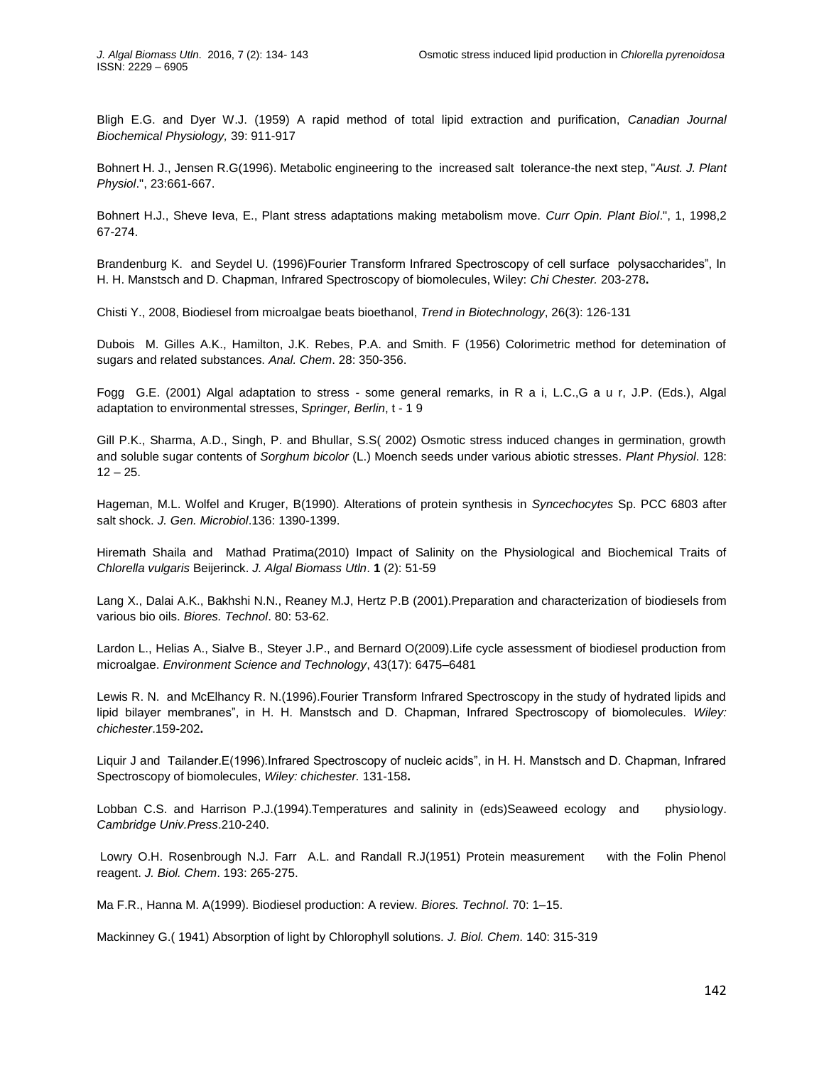Bligh E.G. and Dyer W.J. (1959) A rapid method of total lipid extraction and purification, *Canadian Journal Biochemical Physiology,* 39: 911-917

Bohnert H. J., Jensen R.G(1996). Metabolic engineering to the increased salt tolerance-the next step, "*Aust. J. Plant Physiol*.", 23:661-667.

Bohnert H.J., Sheve Ieva, E., Plant stress adaptations making metabolism move. *Curr Opin. Plant Biol*.", 1, 1998,2 67-274.

Brandenburg K. and Seydel U. (1996)Fourier Transform Infrared Spectroscopy of cell surface polysaccharides", In H. H. Manstsch and D. Chapman, Infrared Spectroscopy of biomolecules, Wiley: *Chi Chester.* 203-278**.**

Chisti Y., 2008, Biodiesel from microalgae beats bioethanol, *Trend in Biotechnology*, 26(3): 126-131

Dubois M. Gilles A.K., Hamilton, J.K. Rebes, P.A. and Smith. F (1956) Colorimetric method for detemination of sugars and related substances. *Anal. Chem*. 28: 350-356.

Fogg G.E. (2001) Algal adaptation to stress - some general remarks, in R a i, L.C.,G a u r, J.P. (Eds.), Algal adaptation to environmental stresses, S*pringer, Berlin*, t - 1 9

Gill P.K., Sharma, A.D., Singh, P. and Bhullar, S.S( 2002) Osmotic stress induced changes in germination, growth and soluble sugar contents of *Sorghum bicolor* (L.) Moench seeds under various abiotic stresses. *Plant Physiol*. 128: 12 – 25.

Hageman, M.L. Wolfel and Kruger, B(1990). Alterations of protein synthesis in *Syncechocytes* Sp. PCC 6803 after salt shock. *J. Gen. Microbiol*.136: 1390-1399.

Hiremath Shaila and Mathad Pratima(2010) Impact of Salinity on the Physiological and Biochemical Traits of *Chlorella vulgaris* Beijerinck. *J. Algal Biomass Utln*. **1** (2): 51-59

Lang X., Dalai A.K., Bakhshi N.N., Reaney M.J, Hertz P.B (2001).Preparation and characterization of biodiesels from various bio oils. *Biores. Technol*. 80: 53-62.

Lardon L., Helias A., Sialve B., Steyer J.P., and Bernard O(2009).Life cycle assessment of biodiesel production from microalgae. *Environment Science and Technology*, 43(17): 6475–6481

Lewis R. N. and McElhancy R. N.(1996).Fourier Transform Infrared Spectroscopy in the study of hydrated lipids and lipid bilayer membranes", in H. H. Manstsch and D. Chapman, Infrared Spectroscopy of biomolecules. *Wiley: chichester*.159-202**.**

Liquir J and Tailander.E(1996).Infrared Spectroscopy of nucleic acids", in H. H. Manstsch and D. Chapman, Infrared Spectroscopy of biomolecules, *Wiley: chichester.* 131-158**.**

Lobban C.S. and Harrison P.J.(1994).Temperatures and salinity in (eds)Seaweed ecology and physiology. *Cambridge Univ.Press*.210-240.

Lowry O.H. Rosenbrough N.J. Farr A.L. and Randall R.J(1951) Protein measurement with the Folin Phenol reagent. *J. Biol. Chem*. 193: 265-275.

Ma F.R., Hanna M. A(1999). Biodiesel production: A review. *Biores. Technol*. 70: 1–15.

Mackinney G.( 1941) Absorption of light by Chlorophyll solutions. *J. Biol. Chem*. 140: 315-319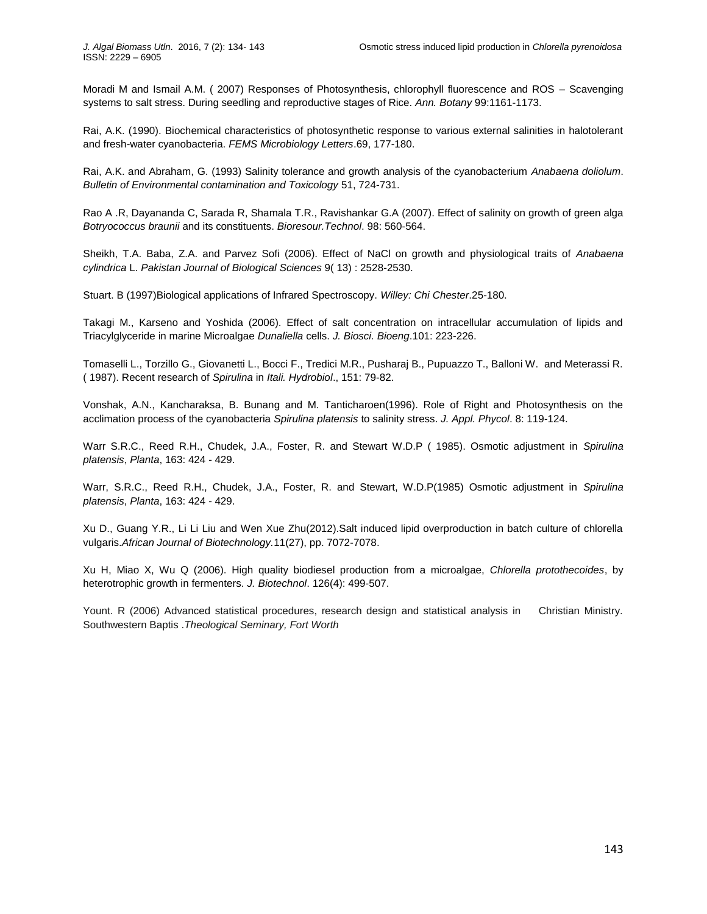Moradi M and Ismail A.M. ( 2007) Responses of Photosynthesis, chlorophyll fluorescence and ROS – Scavenging systems to salt stress. During seedling and reproductive stages of Rice. *Ann. Botany* 99:1161-1173.

Rai, A.K. (1990). Biochemical characteristics of photosynthetic response to various external salinities in halotolerant and fresh-water cyanobacteria. *FEMS Microbiology Letters*.69, 177-180.

Rai, A.K. and Abraham, G. (1993) Salinity tolerance and growth analysis of the cyanobacterium *Anabaena doliolum*. *Bulletin of Environmental contamination and Toxicology* 51, 724-731.

Rao A .R, Dayananda C, Sarada R, Shamala T.R., Ravishankar G.A (2007). Effect of salinity on growth of green alga *Botryococcus braunii* and its constituents. *Bioresour.Technol*. 98: 560-564.

Sheikh, T.A. Baba, Z.A. and Parvez Sofi (2006). Effect of NaCl on growth and physiological traits of *Anabaena cylindrica* L. *Pakistan Journal of Biological Sciences* 9( 13) : 2528-2530.

Stuart. B (1997)Biological applications of Infrared Spectroscopy. *Willey: Chi Chester*.25-180.

Takagi M., Karseno and Yoshida (2006). Effect of salt concentration on intracellular accumulation of lipids and Triacylglyceride in marine Microalgae *Dunaliella* cells. *J. Biosci. Bioeng*.101: 223-226.

Tomaselli L., Torzillo G., Giovanetti L., Bocci F., Tredici M.R., Pusharaj B., Pupuazzo T., Balloni W. and Meterassi R. ( 1987). Recent research of *Spirulina* in *Itali. Hydrobiol*., 151: 79-82.

Vonshak, A.N., Kancharaksa, B. Bunang and M. Tanticharoen(1996). Role of Right and Photosynthesis on the acclimation process of the cyanobacteria *Spirulina platensis* to salinity stress. *J. Appl. Phycol*. 8: 119-124.

Warr S.R.C., Reed R.H., Chudek, J.A., Foster, R. and Stewart W.D.P ( 1985). Osmotic adjustment in *Spirulina platensis*, *Planta*, 163: 424 - 429.

Warr, S.R.C., Reed R.H., Chudek, J.A., Foster, R. and Stewart, W.D.P(1985) Osmotic adjustment in *Spirulina platensis*, *Planta*, 163: 424 - 429.

Xu D., Guang Y.R., Li Li Liu and Wen Xue Zhu(2012).Salt induced lipid overproduction in batch culture of chlorella vulgaris.*African Journal of Biotechnology*.11(27), pp. 7072-7078.

Xu H, Miao X, Wu Q (2006). High quality biodiesel production from a microalgae, *Chlorella protothecoides*, by heterotrophic growth in fermenters. *J. Biotechnol*. 126(4): 499-507.

Yount. R (2006) Advanced statistical procedures, research design and statistical analysis in Christian Ministry. Southwestern Baptis .*Theological Seminary, Fort Worth*